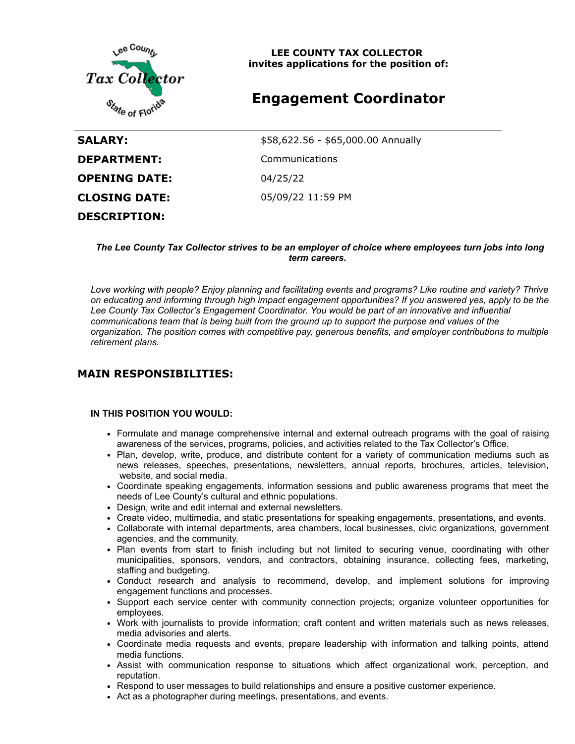**LEE COUNTY TAX COLLECTOR**
**invites applications for the position of:**

# Engagement Coordinator

| | |
|---|---|
| **SALARY:** | $58,622.56 - $65,000.00 Annually |
| **DEPARTMENT:** | Communications |
| **OPENING DATE:** | 04/25/22 |
| **CLOSING DATE:** | 05/09/22 11:59 PM |

**DESCRIPTION:**

***The Lee County Tax Collector strives to be an employer of choice where employees turn jobs into long term careers.***

*Love working with people? Enjoy planning and facilitating events and programs? Like routine and variety? Thrive on educating and informing through high impact engagement opportunities? If you answered yes, apply to be the Lee County Tax Collector's Engagement Coordinator. You would be part of an innovative and influential communications team that is being built from the ground up to support the purpose and values of the organization. The position comes with competitive pay, generous benefits, and employer contributions to multiple retirement plans.*

## MAIN RESPONSIBILITIES:

**IN THIS POSITION YOU WOULD:**

- Formulate and manage comprehensive internal and external outreach programs with the goal of raising awareness of the services, programs, policies, and activities related to the Tax Collector's Office.
- Plan, develop, write, produce, and distribute content for a variety of communication mediums such as news releases, speeches, presentations, newsletters, annual reports, brochures, articles, television, website, and social media.
- Coordinate speaking engagements, information sessions and public awareness programs that meet the needs of Lee County's cultural and ethnic populations.
- Design, write and edit internal and external newsletters.
- Create video, multimedia, and static presentations for speaking engagements, presentations, and events.
- Collaborate with internal departments, area chambers, local businesses, civic organizations, government agencies, and the community.
- Plan events from start to finish including but not limited to securing venue, coordinating with other municipalities, sponsors, vendors, and contractors, obtaining insurance, collecting fees, marketing, staffing and budgeting.
- Conduct research and analysis to recommend, develop, and implement solutions for improving engagement functions and processes.
- Support each service center with community connection projects; organize volunteer opportunities for employees.
- Work with journalists to provide information; craft content and written materials such as news releases, media advisories and alerts.
- Coordinate media requests and events, prepare leadership with information and talking points, attend media functions.
- Assist with communication response to situations which affect organizational work, perception, and reputation.
- Respond to user messages to build relationships and ensure a positive customer experience.
- Act as a photographer during meetings, presentations, and events.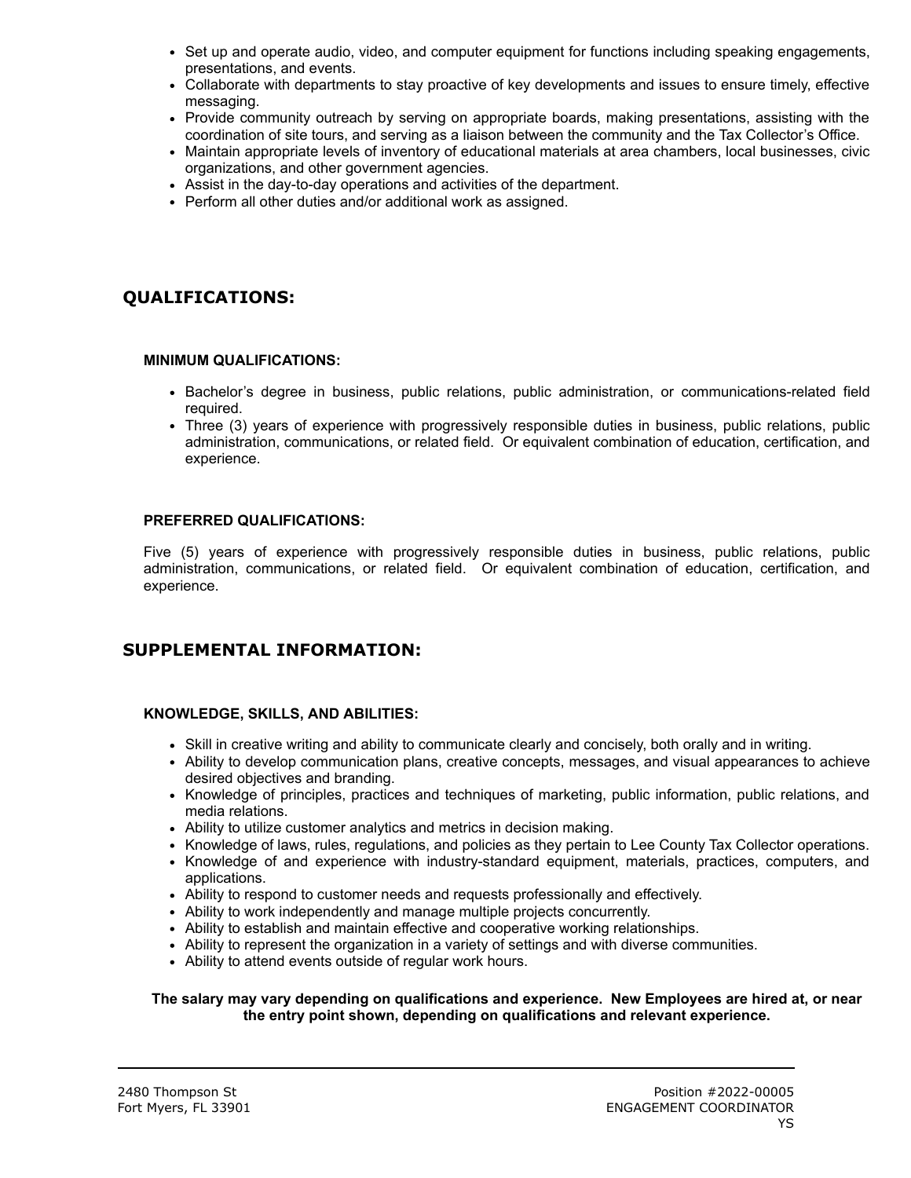- Set up and operate audio, video, and computer equipment for functions including speaking engagements, presentations, and events.
- Collaborate with departments to stay proactive of key developments and issues to ensure timely, effective messaging.
- Provide community outreach by serving on appropriate boards, making presentations, assisting with the coordination of site tours, and serving as a liaison between the community and the Tax Collector's Office.
- Maintain appropriate levels of inventory of educational materials at area chambers, local businesses, civic organizations, and other government agencies.
- Assist in the day-to-day operations and activities of the department.
- Perform all other duties and/or additional work as assigned.

## QUALIFICATIONS:

### MINIMUM QUALIFICATIONS:

- Bachelor's degree in business, public relations, public administration, or communications-related field required.
- Three (3) years of experience with progressively responsible duties in business, public relations, public administration, communications, or related field. Or equivalent combination of education, certification, and experience.

### PREFERRED QUALIFICATIONS:

Five (5) years of experience with progressively responsible duties in business, public relations, public administration, communications, or related field. Or equivalent combination of education, certification, and experience.

## SUPPLEMENTAL INFORMATION:

### KNOWLEDGE, SKILLS, AND ABILITIES:

- Skill in creative writing and ability to communicate clearly and concisely, both orally and in writing.
- Ability to develop communication plans, creative concepts, messages, and visual appearances to achieve desired objectives and branding.
- Knowledge of principles, practices and techniques of marketing, public information, public relations, and media relations.
- Ability to utilize customer analytics and metrics in decision making.
- Knowledge of laws, rules, regulations, and policies as they pertain to Lee County Tax Collector operations.
- Knowledge of and experience with industry-standard equipment, materials, practices, computers, and applications.
- Ability to respond to customer needs and requests professionally and effectively.
- Ability to work independently and manage multiple projects concurrently.
- Ability to establish and maintain effective and cooperative working relationships.
- Ability to represent the organization in a variety of settings and with diverse communities.
- Ability to attend events outside of regular work hours.

**The salary may vary depending on qualifications and experience. New Employees are hired at, or near the entry point shown, depending on qualifications and relevant experience.**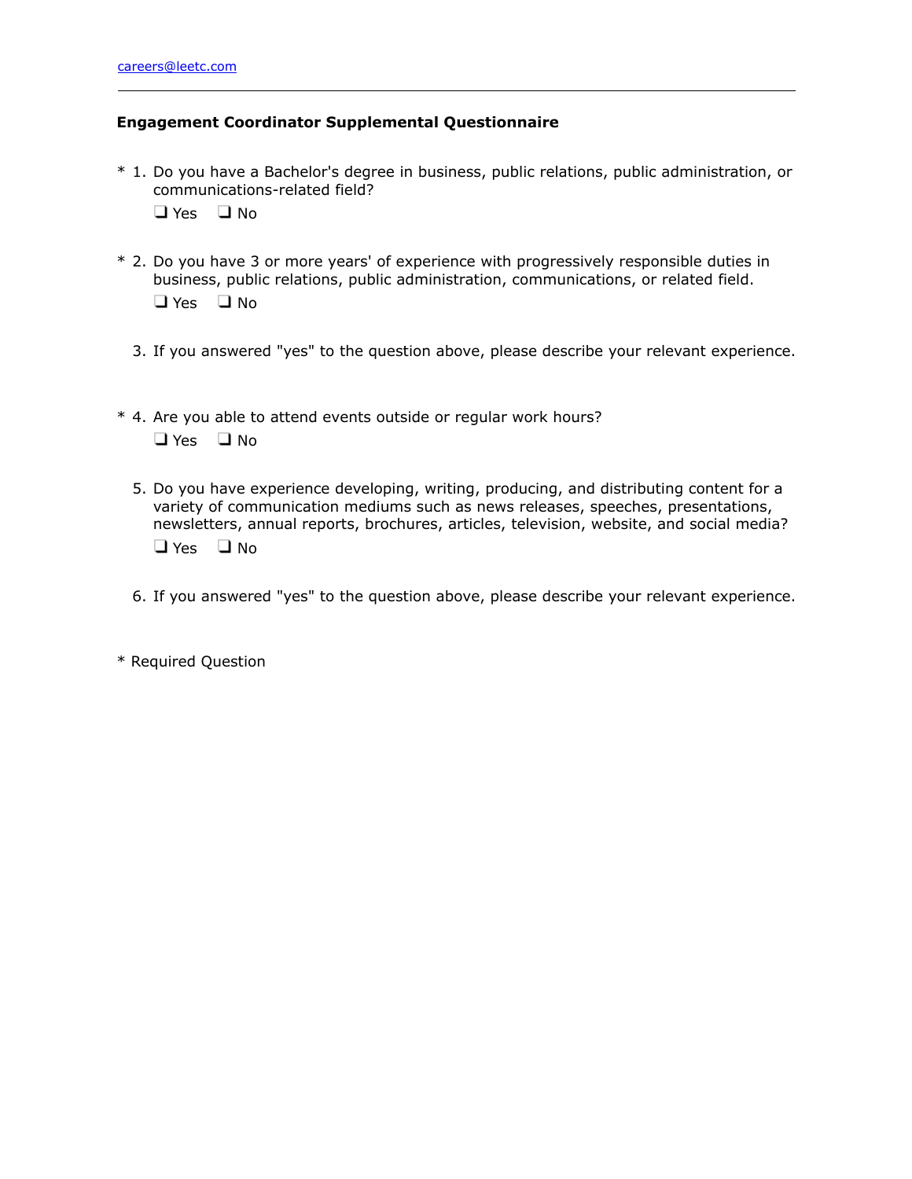careers@leetc.com

---

**Engagement Coordinator Supplemental Questionnaire**

\* 1. Do you have a Bachelor's degree in business, public relations, public administration, or communications-related field?

❑ Yes ❑ No

\* 2. Do you have 3 or more years' of experience with progressively responsible duties in business, public relations, public administration, communications, or related field.

❑ Yes ❑ No

3. If you answered "yes" to the question above, please describe your relevant experience.

\* 4. Are you able to attend events outside or regular work hours?

❑ Yes ❑ No

5. Do you have experience developing, writing, producing, and distributing content for a variety of communication mediums such as news releases, speeches, presentations, newsletters, annual reports, brochures, articles, television, website, and social media?

❑ Yes ❑ No

6. If you answered "yes" to the question above, please describe your relevant experience.

\* Required Question